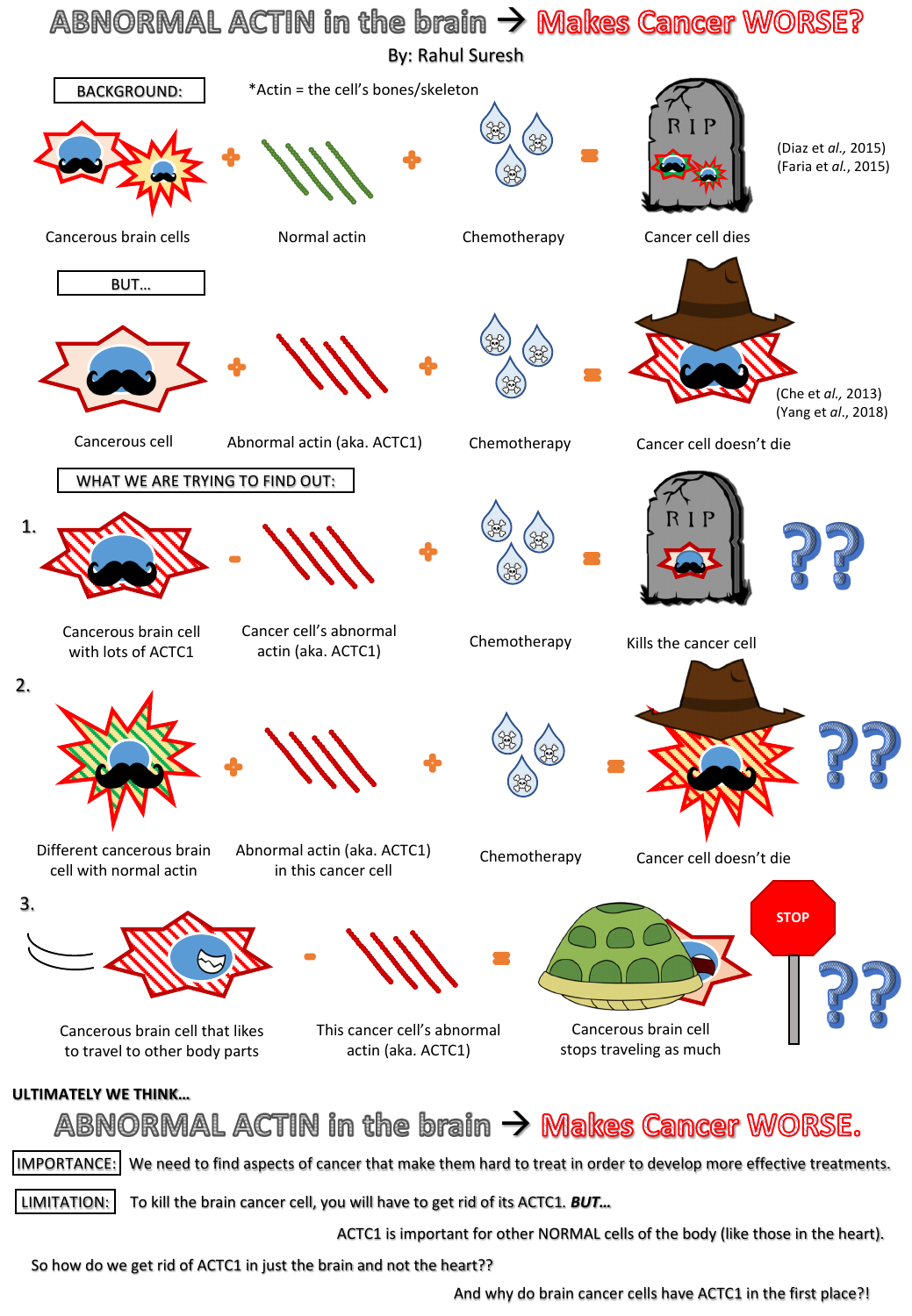# ABNORMAL ACTIN in the brain → Makes Cancer WORSE?

By: Rahul Suresh

**BACKGROUND:**

*Actin = the cell's bones/skeleton

Cancerous brain cells + Normal actin + Chemotherapy = Cancer cell dies

(Diaz et *al.*, 2015)
(Faria et *al.*, 2015)

**BUT…**

Cancerous cell + Abnormal actin (aka. ACTC1) + Chemotherapy = Cancer cell doesn't die

(Che et *al.*, 2013)
(Yang et *al.*, 2018)

**WHAT WE ARE TRYING TO FIND OUT:**

1. Cancerous brain cell with lots of ACTC1 - Cancer cell's abnormal actin (aka. ACTC1) + Chemotherapy = Kills the cancer cell ??

2. Different cancerous brain cell with normal actin + Abnormal actin (aka. ACTC1) in this cancer cell + Chemotherapy = Cancer cell doesn't die ??

3. Cancerous brain cell that likes to travel to other body parts - This cancer cell's abnormal actin (aka. ACTC1) = Cancerous brain cell stops traveling as much ??

STOP

**ULTIMATELY WE THINK…**

# ABNORMAL ACTIN in the brain → Makes Cancer WORSE.

**IMPORTANCE:** We need to find aspects of cancer that make them hard to treat in order to develop more effective treatments.

**LIMITATION:** To kill the brain cancer cell, you will have to get rid of its ACTC1. ***BUT…***

ACTC1 is important for other NORMAL cells of the body (like those in the heart).

So how do we get rid of ACTC1 in just the brain and not the heart??

And why do brain cancer cells have ACTC1 in the first place?!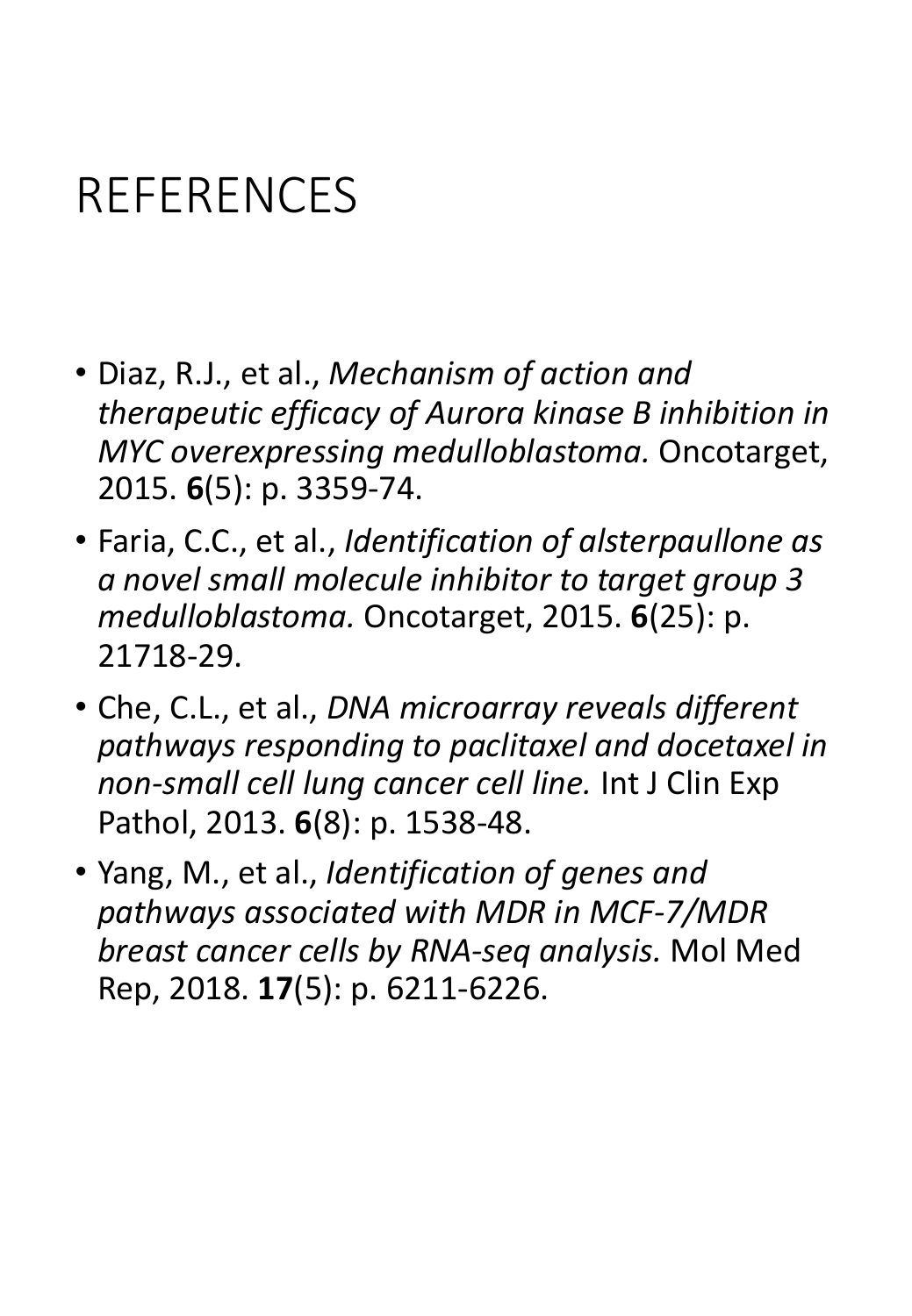# REFERENCES

- Diaz, R.J., et al., *Mechanism of action and therapeutic efficacy of Aurora kinase B inhibition in MYC overexpressing medulloblastoma.* Oncotarget, 2015. **6**(5): p. 3359-74.
- Faria, C.C., et al., *Identification of alsterpaullone as a novel small molecule inhibitor to target group 3 medulloblastoma.* Oncotarget, 2015. **6**(25): p. 21718-29.
- Che, C.L., et al., *DNA microarray reveals different pathways responding to paclitaxel and docetaxel in non-small cell lung cancer cell line.* Int J Clin Exp Pathol, 2013. **6**(8): p. 1538-48.
- Yang, M., et al., *Identification of genes and pathways associated with MDR in MCF-7/MDR breast cancer cells by RNA-seq analysis.* Mol Med Rep, 2018. **17**(5): p. 6211-6226.